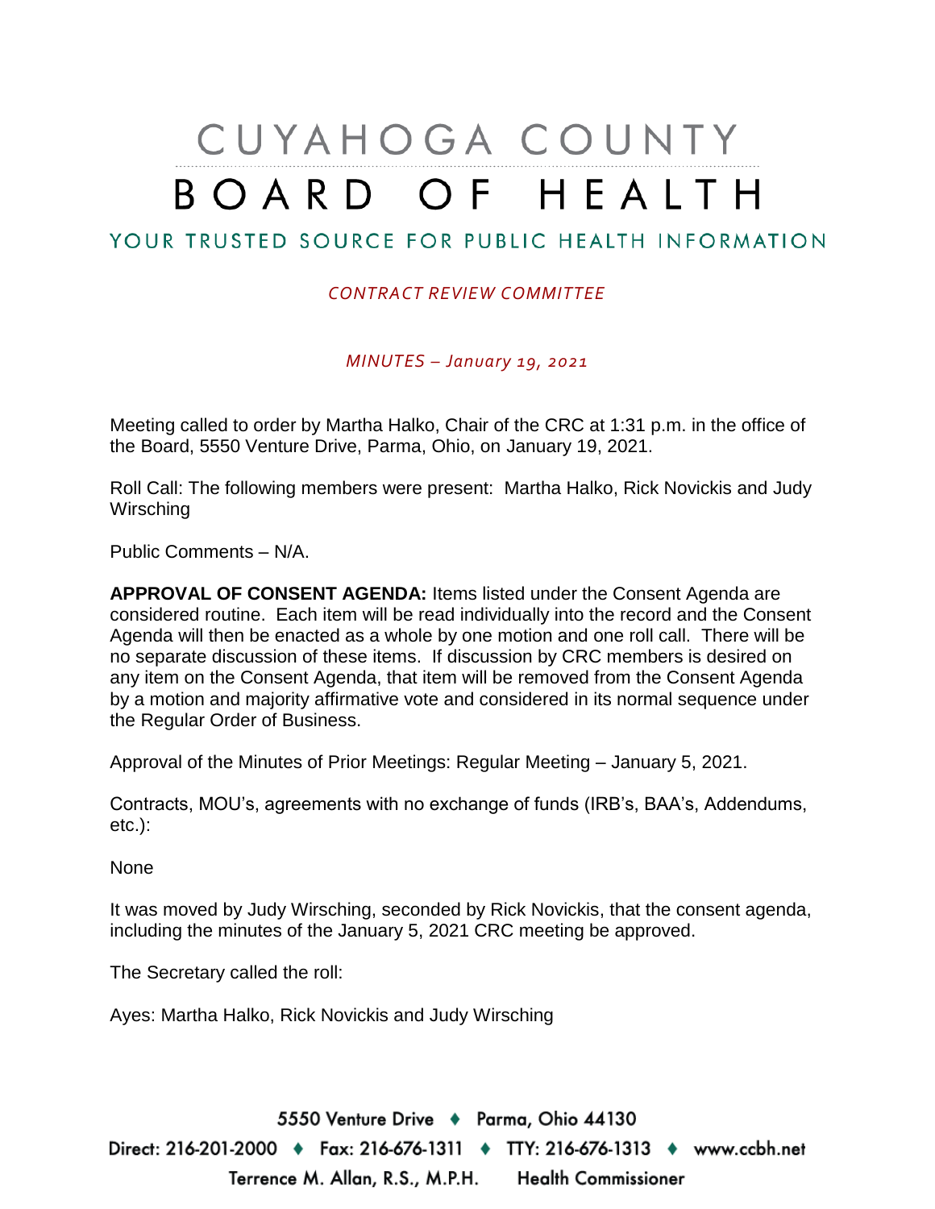# CUYAHOGA COUNTY BOARD OF HEALTH

YOUR TRUSTED SOURCE FOR PUBLIC HEALTH INFORMATION

*CONTRACT REVIEW COMMITTEE*

*MINUTES – January 19, 2021*

Meeting called to order by Martha Halko, Chair of the CRC at 1:31 p.m. in the office of the Board, 5550 Venture Drive, Parma, Ohio, on January 19, 2021.

Roll Call: The following members were present: Martha Halko, Rick Novickis and Judy Wirsching

Public Comments – N/A.

**APPROVAL OF CONSENT AGENDA:** Items listed under the Consent Agenda are considered routine. Each item will be read individually into the record and the Consent Agenda will then be enacted as a whole by one motion and one roll call. There will be no separate discussion of these items. If discussion by CRC members is desired on any item on the Consent Agenda, that item will be removed from the Consent Agenda by a motion and majority affirmative vote and considered in its normal sequence under the Regular Order of Business.

Approval of the Minutes of Prior Meetings: Regular Meeting – January 5, 2021.

Contracts, MOU's, agreements with no exchange of funds (IRB's, BAA's, Addendums, etc.):

None

It was moved by Judy Wirsching, seconded by Rick Novickis, that the consent agenda, including the minutes of the January 5, 2021 CRC meeting be approved.

The Secretary called the roll:

Ayes: Martha Halko, Rick Novickis and Judy Wirsching

5550 Venture Drive ♦ Parma, Ohio 44130
Direct: 216-201-2000 ♦ Fax: 216-676-1311 ♦ TTY: 216-676-1313 ♦ www.ccbh.net
Terrence M. Allan, R.S., M.P.H. Health Commissioner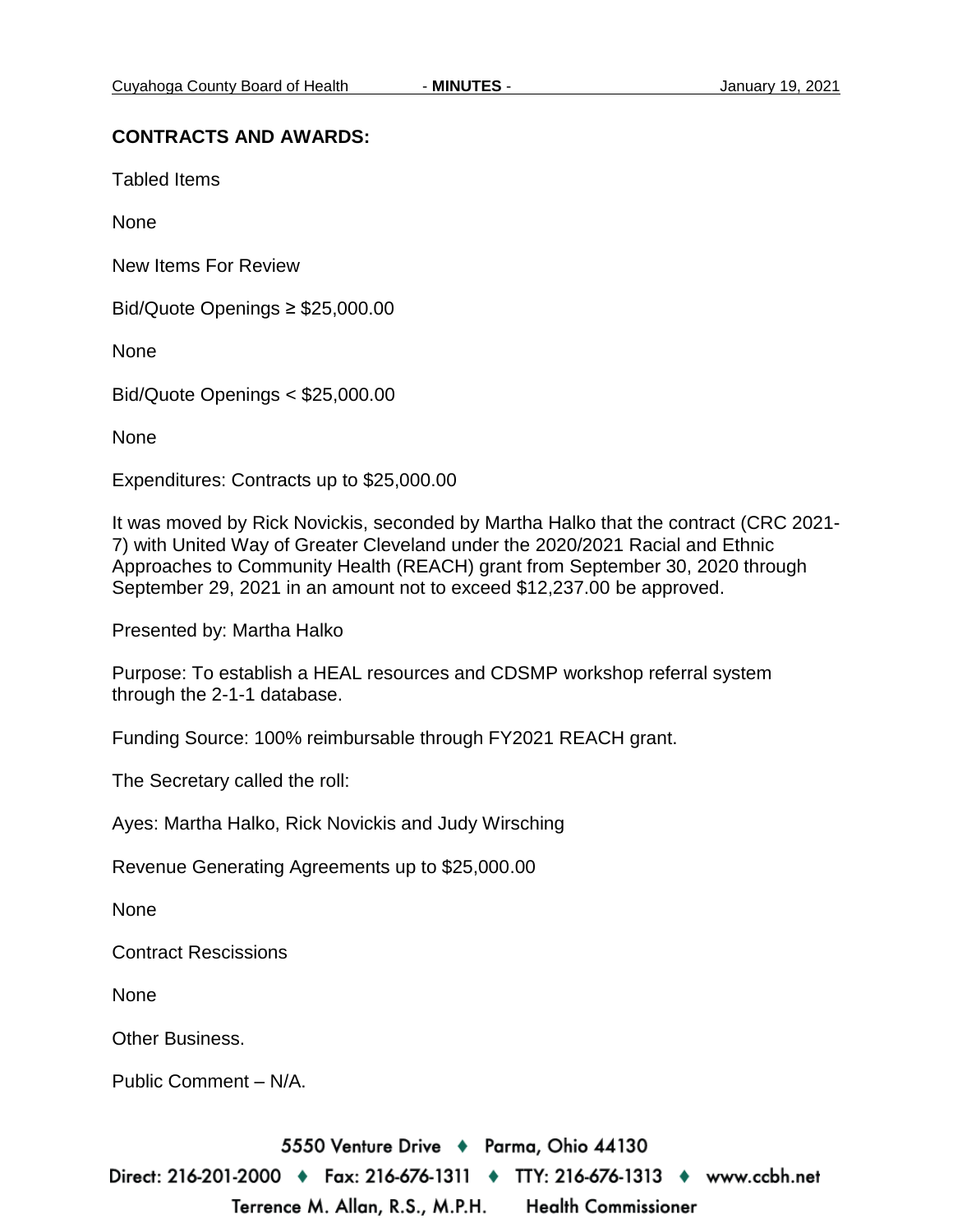**CONTRACTS AND AWARDS:**

Tabled Items

None

New Items For Review

Bid/Quote Openings ≥ $25,000.00

None

Bid/Quote Openings < $25,000.00

None

Expenditures: Contracts up to $25,000.00

It was moved by Rick Novickis, seconded by Martha Halko that the contract (CRC 2021-7) with United Way of Greater Cleveland under the 2020/2021 Racial and Ethnic Approaches to Community Health (REACH) grant from September 30, 2020 through September 29, 2021 in an amount not to exceed $12,237.00 be approved.

Presented by: Martha Halko

Purpose: To establish a HEAL resources and CDSMP workshop referral system through the 2-1-1 database.

Funding Source: 100% reimbursable through FY2021 REACH grant.

The Secretary called the roll:

Ayes: Martha Halko, Rick Novickis and Judy Wirsching

Revenue Generating Agreements up to $25,000.00

None

Contract Rescissions

None

Other Business.

Public Comment – N/A.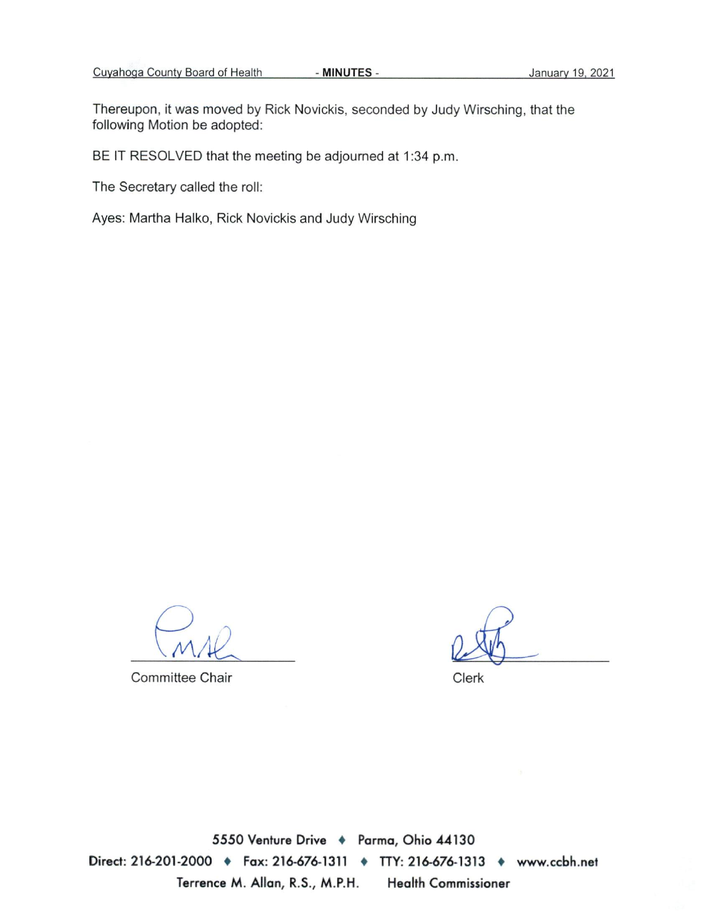Thereupon, it was moved by Rick Novickis, seconded by Judy Wirsching, that the following Motion be adopted:

BE IT RESOLVED that the meeting be adjourned at 1:34 p.m.

The Secretary called the roll:

Ayes: Martha Halko, Rick Novickis and Judy Wirsching

Committee Chair

Clerk